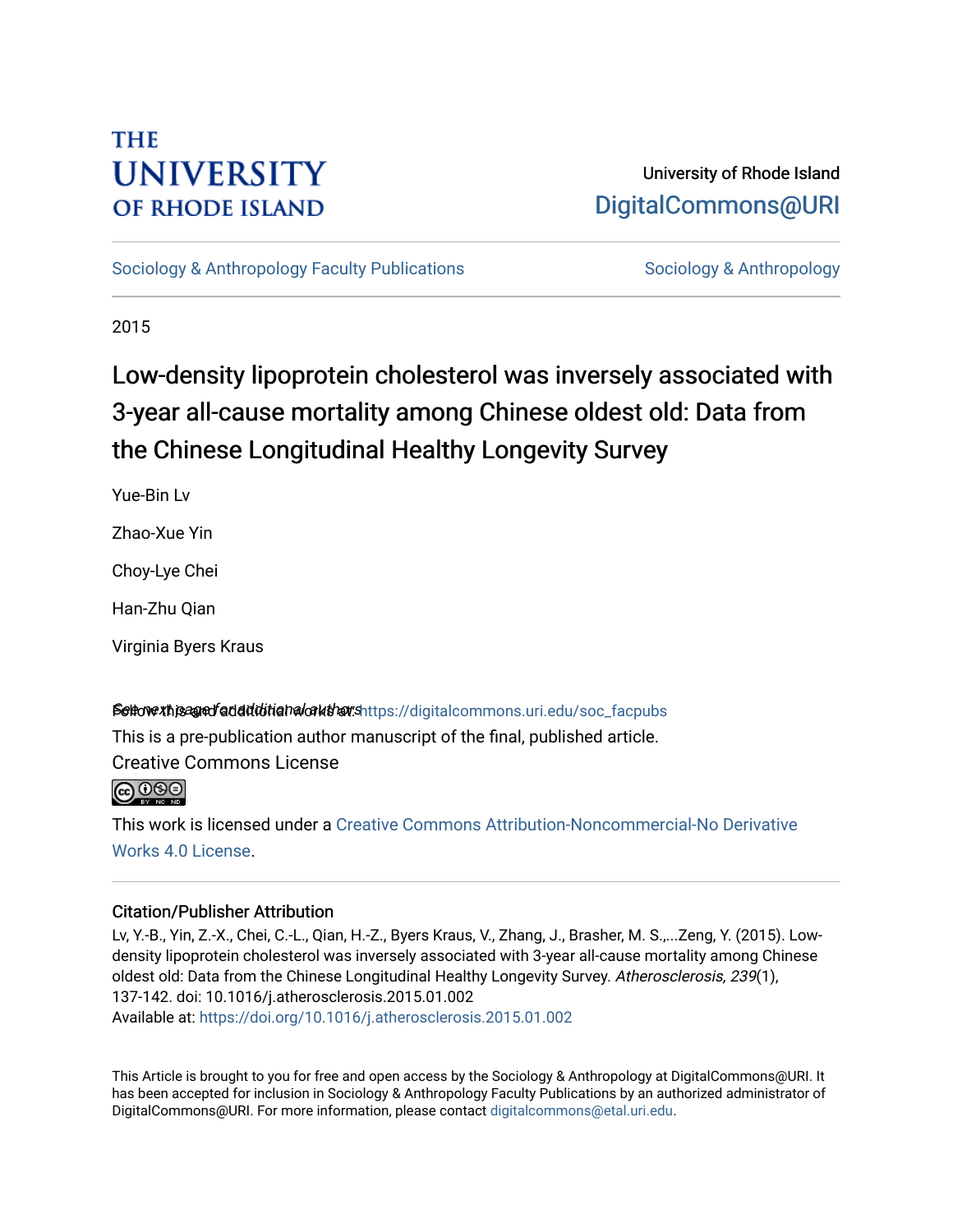THE UNIVERSITY OF RHODE ISLAND

University of Rhode Island
DigitalCommons@URI

Sociology & Anthropology Faculty Publications — Sociology & Anthropology

2015

# Low-density lipoprotein cholesterol was inversely associated with 3-year all-cause mortality among Chinese oldest old: Data from the Chinese Longitudinal Healthy Longevity Survey

Yue-Bin Lv

Zhao-Xue Yin

Choy-Lye Chei

Han-Zhu Qian

Virginia Byers Kraus

See next page for additional authors

Follow this and additional works at: https://digitalcommons.uri.edu/soc_facpubs

This is a pre-publication author manuscript of the final, published article.

Creative Commons License

This work is licensed under a Creative Commons Attribution-Noncommercial-No Derivative Works 4.0 License.

## Citation/Publisher Attribution

Lv, Y.-B., Yin, Z.-X., Chei, C.-L., Qian, H.-Z., Byers Kraus, V., Zhang, J., Brasher, M. S.,...Zeng, Y. (2015). Low-density lipoprotein cholesterol was inversely associated with 3-year all-cause mortality among Chinese oldest old: Data from the Chinese Longitudinal Healthy Longevity Survey. *Atherosclerosis, 239*(1), 137-142. doi: 10.1016/j.atherosclerosis.2015.01.002

Available at: https://doi.org/10.1016/j.atherosclerosis.2015.01.002

This Article is brought to you for free and open access by the Sociology & Anthropology at DigitalCommons@URI. It has been accepted for inclusion in Sociology & Anthropology Faculty Publications by an authorized administrator of DigitalCommons@URI. For more information, please contact digitalcommons@etal.uri.edu.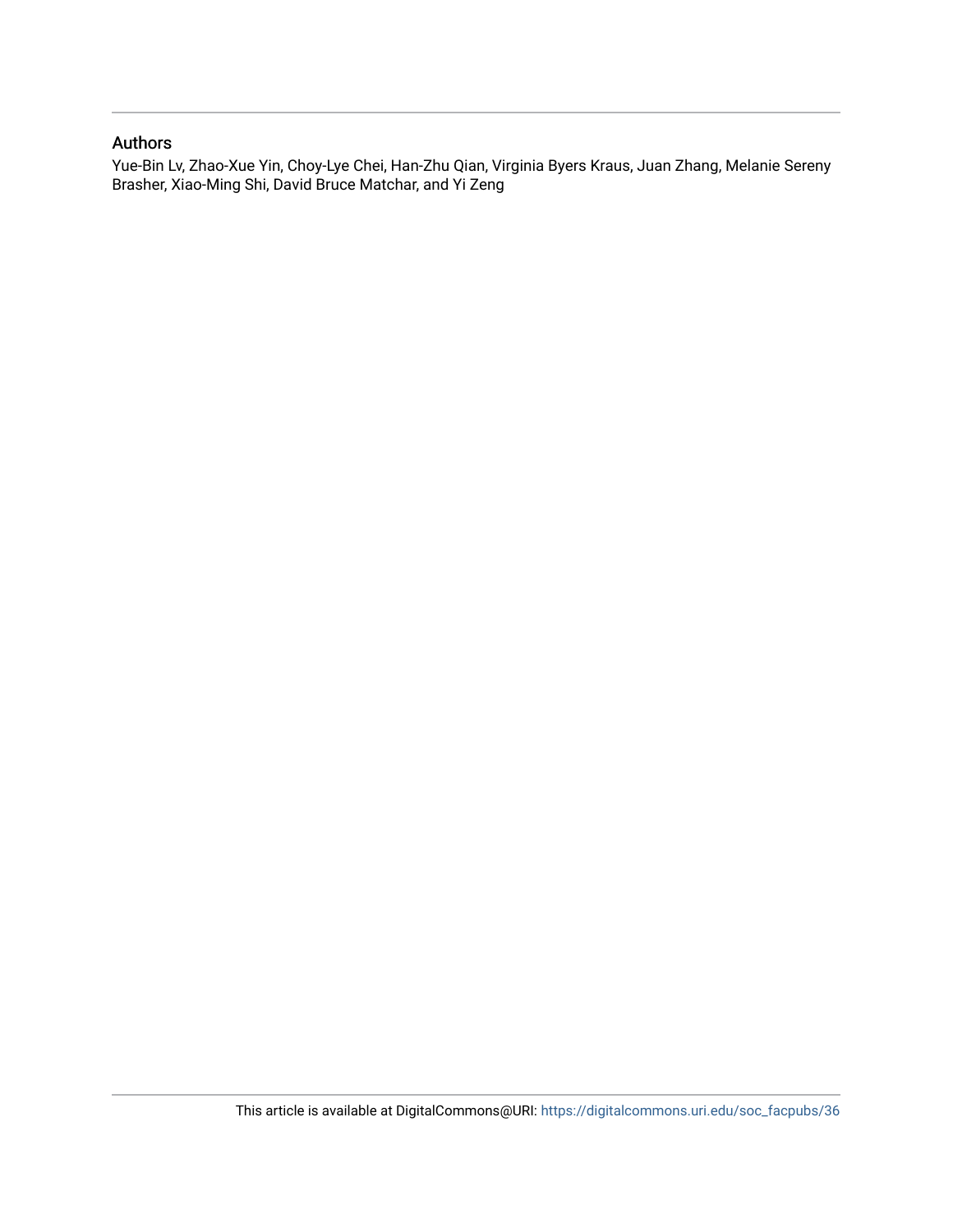## Authors

Yue-Bin Lv, Zhao-Xue Yin, Choy-Lye Chei, Han-Zhu Qian, Virginia Byers Kraus, Juan Zhang, Melanie Sereny Brasher, Xiao-Ming Shi, David Bruce Matchar, and Yi Zeng

This article is available at DigitalCommons@URI: https://digitalcommons.uri.edu/soc_facpubs/36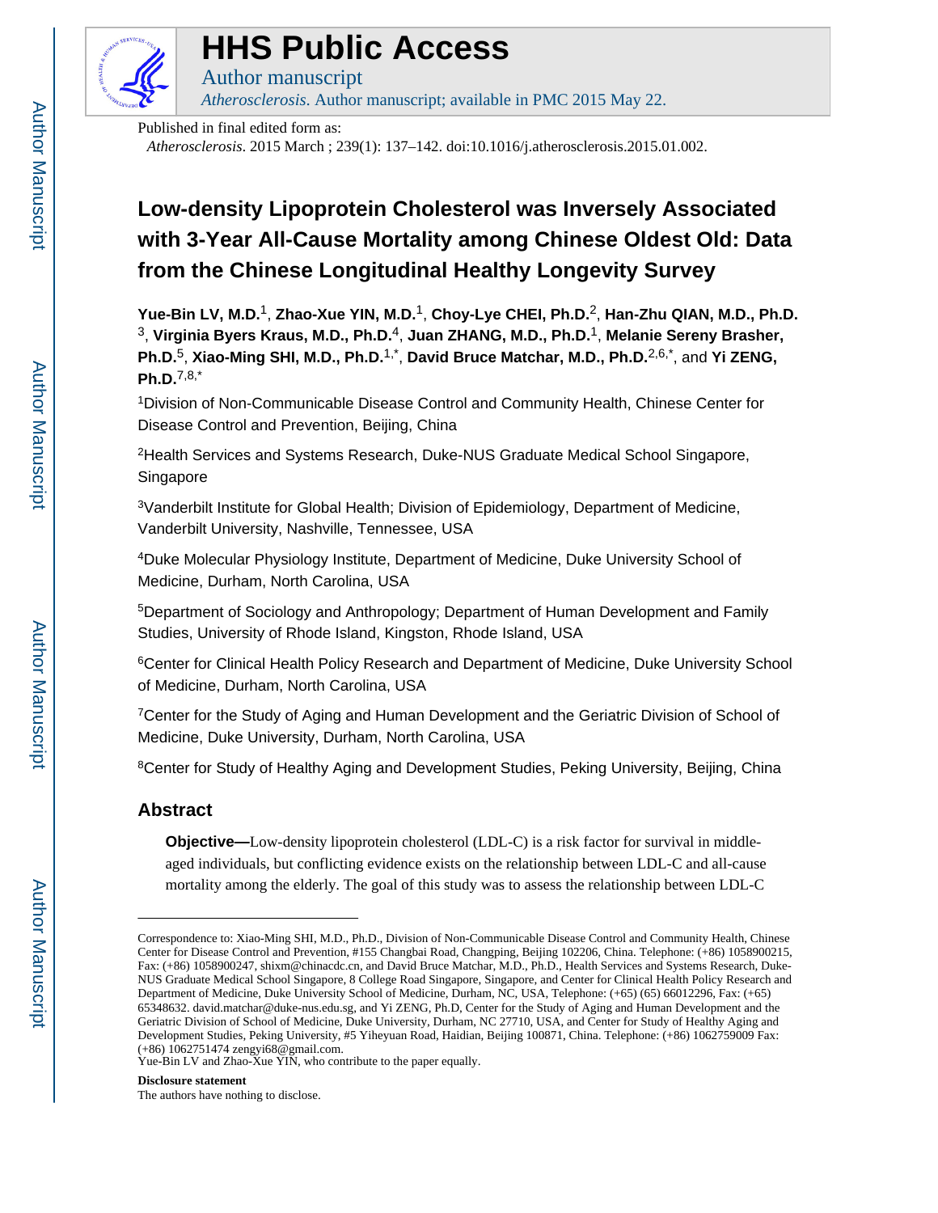Published in final edited form as:

*Atherosclerosis*. 2015 March ; 239(1): 137–142. doi:10.1016/j.atherosclerosis.2015.01.002.

# Low-density Lipoprotein Cholesterol was Inversely Associated with 3-Year All-Cause Mortality among Chinese Oldest Old: Data from the Chinese Longitudinal Healthy Longevity Survey

**Yue-Bin LV, M.D.**[1], **Zhao-Xue YIN, M.D.**[1], **Choy-Lye CHEI, Ph.D.**[2], **Han-Zhu QIAN, M.D., Ph.D.**[3], **Virginia Byers Kraus, M.D., Ph.D.**[4], **Juan ZHANG, M.D., Ph.D.**[1], **Melanie Sereny Brasher, Ph.D.**[5], **Xiao-Ming SHI, M.D., Ph.D.**[1,*], **David Bruce Matchar, M.D., Ph.D.**[2,6,*], and **Yi ZENG, Ph.D.**[7,8,*]

[1]Division of Non-Communicable Disease Control and Community Health, Chinese Center for Disease Control and Prevention, Beijing, China

[2]Health Services and Systems Research, Duke-NUS Graduate Medical School Singapore, Singapore

[3]Vanderbilt Institute for Global Health; Division of Epidemiology, Department of Medicine, Vanderbilt University, Nashville, Tennessee, USA

[4]Duke Molecular Physiology Institute, Department of Medicine, Duke University School of Medicine, Durham, North Carolina, USA

[5]Department of Sociology and Anthropology; Department of Human Development and Family Studies, University of Rhode Island, Kingston, Rhode Island, USA

[6]Center for Clinical Health Policy Research and Department of Medicine, Duke University School of Medicine, Durham, North Carolina, USA

[7]Center for the Study of Aging and Human Development and the Geriatric Division of School of Medicine, Duke University, Durham, North Carolina, USA

[8]Center for Study of Healthy Aging and Development Studies, Peking University, Beijing, China

## Abstract

**Objective—**Low-density lipoprotein cholesterol (LDL-C) is a risk factor for survival in middle-aged individuals, but conflicting evidence exists on the relationship between LDL-C and all-cause mortality among the elderly. The goal of this study was to assess the relationship between LDL-C

---

Correspondence to: Xiao-Ming SHI, M.D., Ph.D., Division of Non-Communicable Disease Control and Community Health, Chinese Center for Disease Control and Prevention, #155 Changbai Road, Changping, Beijing 102206, China. Telephone: (+86) 1058900215, Fax: (+86) 1058900247, shixm@chinacdc.cn, and David Bruce Matchar, M.D., Ph.D., Health Services and Systems Research, Duke-NUS Graduate Medical School Singapore, 8 College Road Singapore, Singapore, and Center for Clinical Health Policy Research and Department of Medicine, Duke University School of Medicine, Durham, NC, USA, Telephone: (+65) (65) 66012296, Fax: (+65) 65348632. david.matchar@duke-nus.edu.sg, and Yi ZENG, Ph.D, Center for the Study of Aging and Human Development and the Geriatric Division of School of Medicine, Duke University, Durham, NC 27710, USA, and Center for Study of Healthy Aging and Development Studies, Peking University, #5 Yiheyuan Road, Haidian, Beijing 100871, China. Telephone: (+86) 1062759009 Fax: (+86) 1062751474 zengyi68@gmail.com.

Yue-Bin LV and Zhao-Xue YIN, who contribute to the paper equally.

**Disclosure statement**

The authors have nothing to disclose.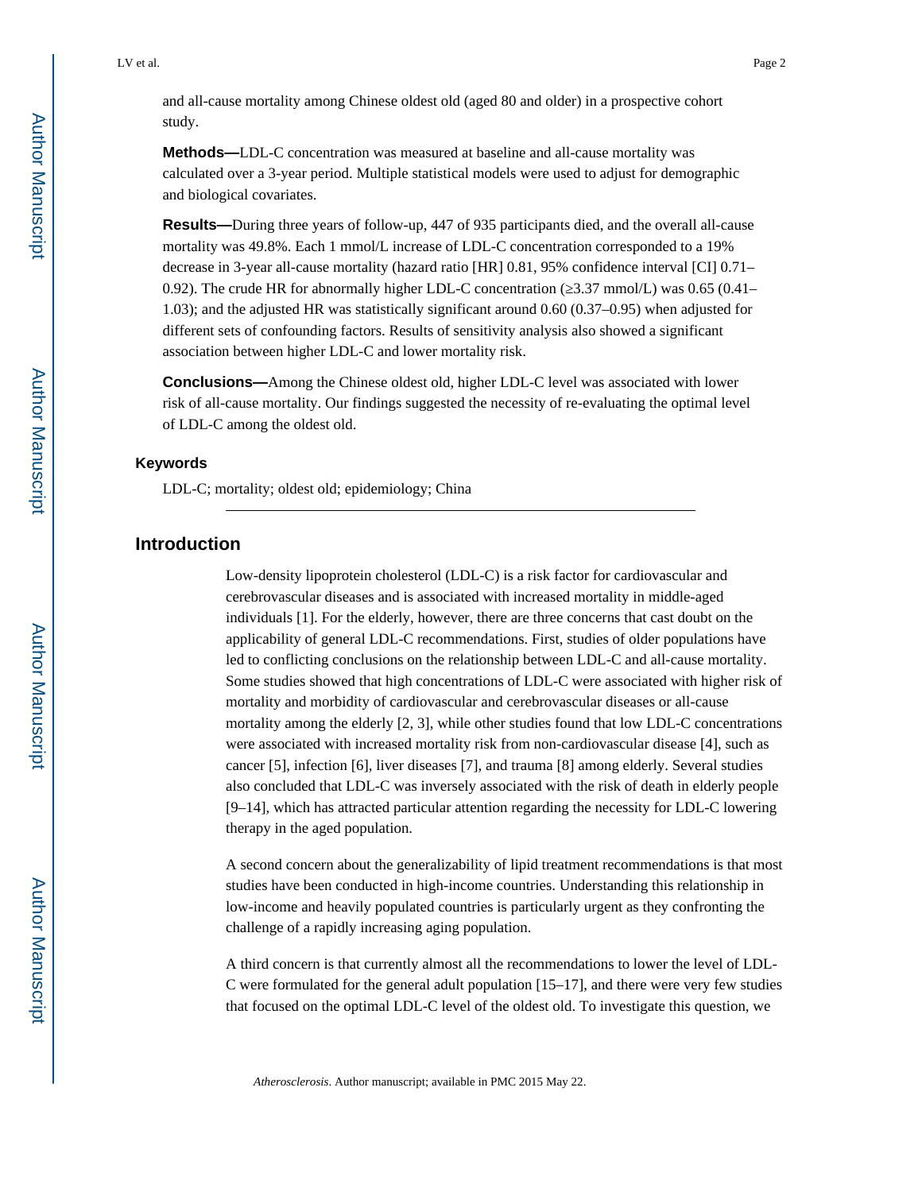and all-cause mortality among Chinese oldest old (aged 80 and older) in a prospective cohort study.

**Methods—**LDL-C concentration was measured at baseline and all-cause mortality was calculated over a 3-year period. Multiple statistical models were used to adjust for demographic and biological covariates.

**Results—**During three years of follow-up, 447 of 935 participants died, and the overall all-cause mortality was 49.8%. Each 1 mmol/L increase of LDL-C concentration corresponded to a 19% decrease in 3-year all-cause mortality (hazard ratio [HR] 0.81, 95% confidence interval [CI] 0.71–0.92). The crude HR for abnormally higher LDL-C concentration (≥3.37 mmol/L) was 0.65 (0.41–1.03); and the adjusted HR was statistically significant around 0.60 (0.37–0.95) when adjusted for different sets of confounding factors. Results of sensitivity analysis also showed a significant association between higher LDL-C and lower mortality risk.

**Conclusions—**Among the Chinese oldest old, higher LDL-C level was associated with lower risk of all-cause mortality. Our findings suggested the necessity of re-evaluating the optimal level of LDL-C among the oldest old.

### Keywords

LDL-C; mortality; oldest old; epidemiology; China

## Introduction

Low-density lipoprotein cholesterol (LDL-C) is a risk factor for cardiovascular and cerebrovascular diseases and is associated with increased mortality in middle-aged individuals [1]. For the elderly, however, there are three concerns that cast doubt on the applicability of general LDL-C recommendations. First, studies of older populations have led to conflicting conclusions on the relationship between LDL-C and all-cause mortality. Some studies showed that high concentrations of LDL-C were associated with higher risk of mortality and morbidity of cardiovascular and cerebrovascular diseases or all-cause mortality among the elderly [2, 3], while other studies found that low LDL-C concentrations were associated with increased mortality risk from non-cardiovascular disease [4], such as cancer [5], infection [6], liver diseases [7], and trauma [8] among elderly. Several studies also concluded that LDL-C was inversely associated with the risk of death in elderly people [9–14], which has attracted particular attention regarding the necessity for LDL-C lowering therapy in the aged population.

A second concern about the generalizability of lipid treatment recommendations is that most studies have been conducted in high-income countries. Understanding this relationship in low-income and heavily populated countries is particularly urgent as they confronting the challenge of a rapidly increasing aging population.

A third concern is that currently almost all the recommendations to lower the level of LDL-C were formulated for the general adult population [15–17], and there were very few studies that focused on the optimal LDL-C level of the oldest old. To investigate this question, we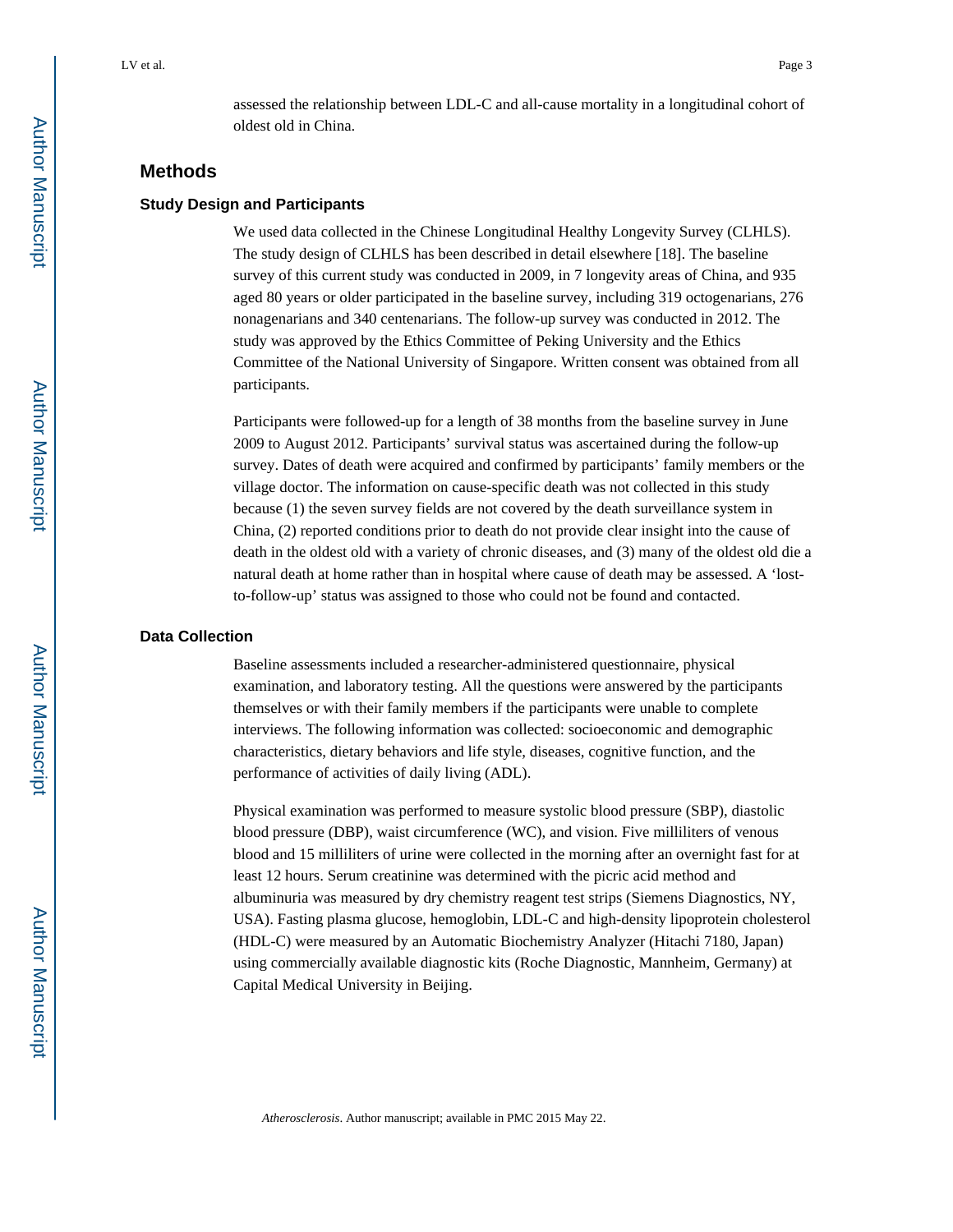assessed the relationship between LDL-C and all-cause mortality in a longitudinal cohort of oldest old in China.

## Methods

### Study Design and Participants

We used data collected in the Chinese Longitudinal Healthy Longevity Survey (CLHLS). The study design of CLHLS has been described in detail elsewhere [18]. The baseline survey of this current study was conducted in 2009, in 7 longevity areas of China, and 935 aged 80 years or older participated in the baseline survey, including 319 octogenarians, 276 nonagenarians and 340 centenarians. The follow-up survey was conducted in 2012. The study was approved by the Ethics Committee of Peking University and the Ethics Committee of the National University of Singapore. Written consent was obtained from all participants.

Participants were followed-up for a length of 38 months from the baseline survey in June 2009 to August 2012. Participants' survival status was ascertained during the follow-up survey. Dates of death were acquired and confirmed by participants' family members or the village doctor. The information on cause-specific death was not collected in this study because (1) the seven survey fields are not covered by the death surveillance system in China, (2) reported conditions prior to death do not provide clear insight into the cause of death in the oldest old with a variety of chronic diseases, and (3) many of the oldest old die a natural death at home rather than in hospital where cause of death may be assessed. A 'lost-to-follow-up' status was assigned to those who could not be found and contacted.

### Data Collection

Baseline assessments included a researcher-administered questionnaire, physical examination, and laboratory testing. All the questions were answered by the participants themselves or with their family members if the participants were unable to complete interviews. The following information was collected: socioeconomic and demographic characteristics, dietary behaviors and life style, diseases, cognitive function, and the performance of activities of daily living (ADL).

Physical examination was performed to measure systolic blood pressure (SBP), diastolic blood pressure (DBP), waist circumference (WC), and vision. Five milliliters of venous blood and 15 milliliters of urine were collected in the morning after an overnight fast for at least 12 hours. Serum creatinine was determined with the picric acid method and albuminuria was measured by dry chemistry reagent test strips (Siemens Diagnostics, NY, USA). Fasting plasma glucose, hemoglobin, LDL-C and high-density lipoprotein cholesterol (HDL-C) were measured by an Automatic Biochemistry Analyzer (Hitachi 7180, Japan) using commercially available diagnostic kits (Roche Diagnostic, Mannheim, Germany) at Capital Medical University in Beijing.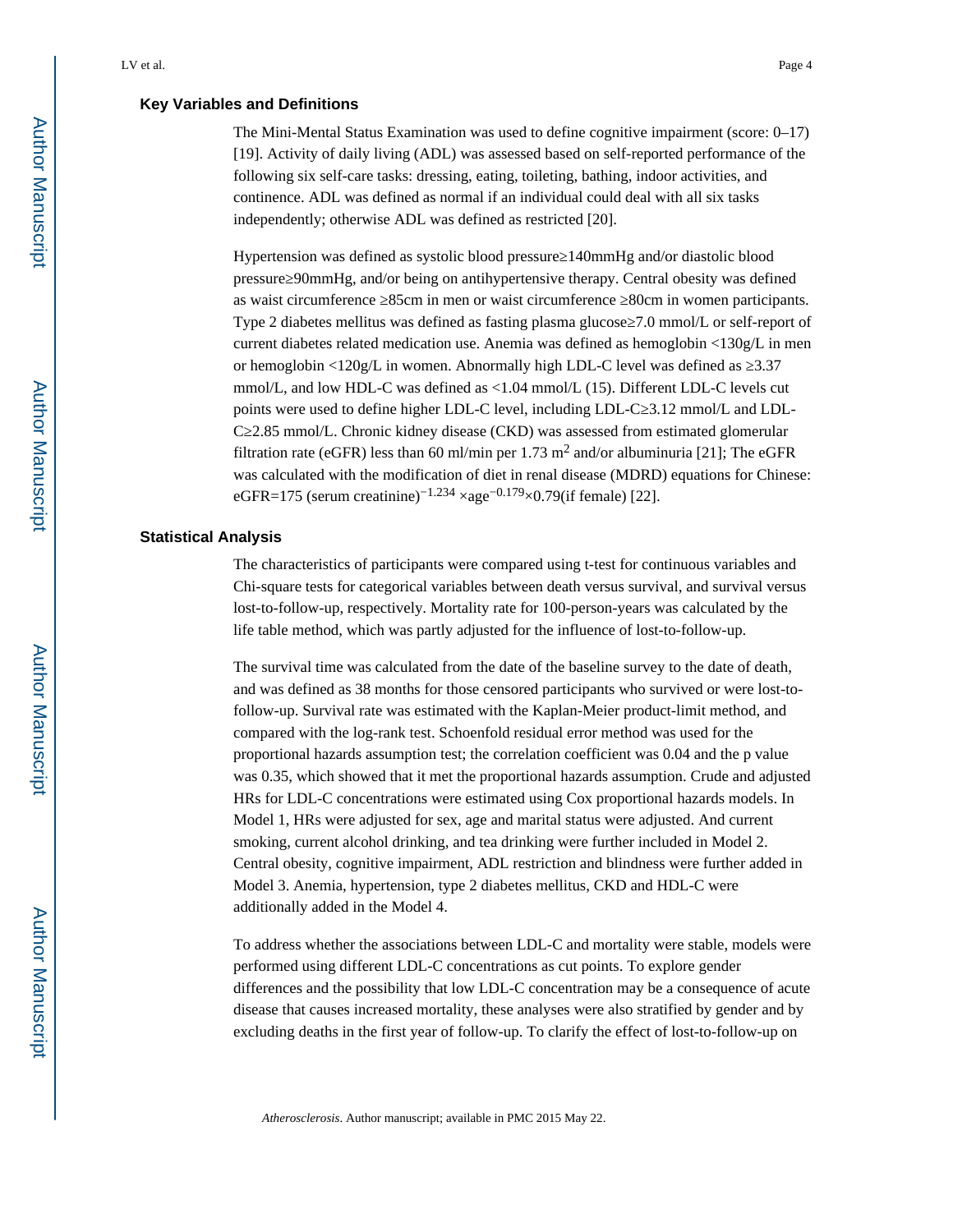## Key Variables and Definitions

The Mini-Mental Status Examination was used to define cognitive impairment (score: 0–17) [19]. Activity of daily living (ADL) was assessed based on self-reported performance of the following six self-care tasks: dressing, eating, toileting, bathing, indoor activities, and continence. ADL was defined as normal if an individual could deal with all six tasks independently; otherwise ADL was defined as restricted [20].

Hypertension was defined as systolic blood pressure≥140mmHg and/or diastolic blood pressure≥90mmHg, and/or being on antihypertensive therapy. Central obesity was defined as waist circumference ≥85cm in men or waist circumference ≥80cm in women participants. Type 2 diabetes mellitus was defined as fasting plasma glucose≥7.0 mmol/L or self-report of current diabetes related medication use. Anemia was defined as hemoglobin <130g/L in men or hemoglobin <120g/L in women. Abnormally high LDL-C level was defined as ≥3.37 mmol/L, and low HDL-C was defined as <1.04 mmol/L (15). Different LDL-C levels cut points were used to define higher LDL-C level, including LDL-C≥3.12 mmol/L and LDL-C≥2.85 mmol/L. Chronic kidney disease (CKD) was assessed from estimated glomerular filtration rate (eGFR) less than 60 ml/min per 1.73 $m^2$ and/or albuminuria [21]; The eGFR was calculated with the modification of diet in renal disease (MDRD) equations for Chinese: eGFR=175 (serum creatinine)$^{-1.234}$ ×age$^{-0.179}$×0.79(if female) [22].

## Statistical Analysis

The characteristics of participants were compared using t-test for continuous variables and Chi-square tests for categorical variables between death versus survival, and survival versus lost-to-follow-up, respectively. Mortality rate for 100-person-years was calculated by the life table method, which was partly adjusted for the influence of lost-to-follow-up.

The survival time was calculated from the date of the baseline survey to the date of death, and was defined as 38 months for those censored participants who survived or were lost-to-follow-up. Survival rate was estimated with the Kaplan-Meier product-limit method, and compared with the log-rank test. Schoenfold residual error method was used for the proportional hazards assumption test; the correlation coefficient was 0.04 and the p value was 0.35, which showed that it met the proportional hazards assumption. Crude and adjusted HRs for LDL-C concentrations were estimated using Cox proportional hazards models. In Model 1, HRs were adjusted for sex, age and marital status were adjusted. And current smoking, current alcohol drinking, and tea drinking were further included in Model 2. Central obesity, cognitive impairment, ADL restriction and blindness were further added in Model 3. Anemia, hypertension, type 2 diabetes mellitus, CKD and HDL-C were additionally added in the Model 4.

To address whether the associations between LDL-C and mortality were stable, models were performed using different LDL-C concentrations as cut points. To explore gender differences and the possibility that low LDL-C concentration may be a consequence of acute disease that causes increased mortality, these analyses were also stratified by gender and by excluding deaths in the first year of follow-up. To clarify the effect of lost-to-follow-up on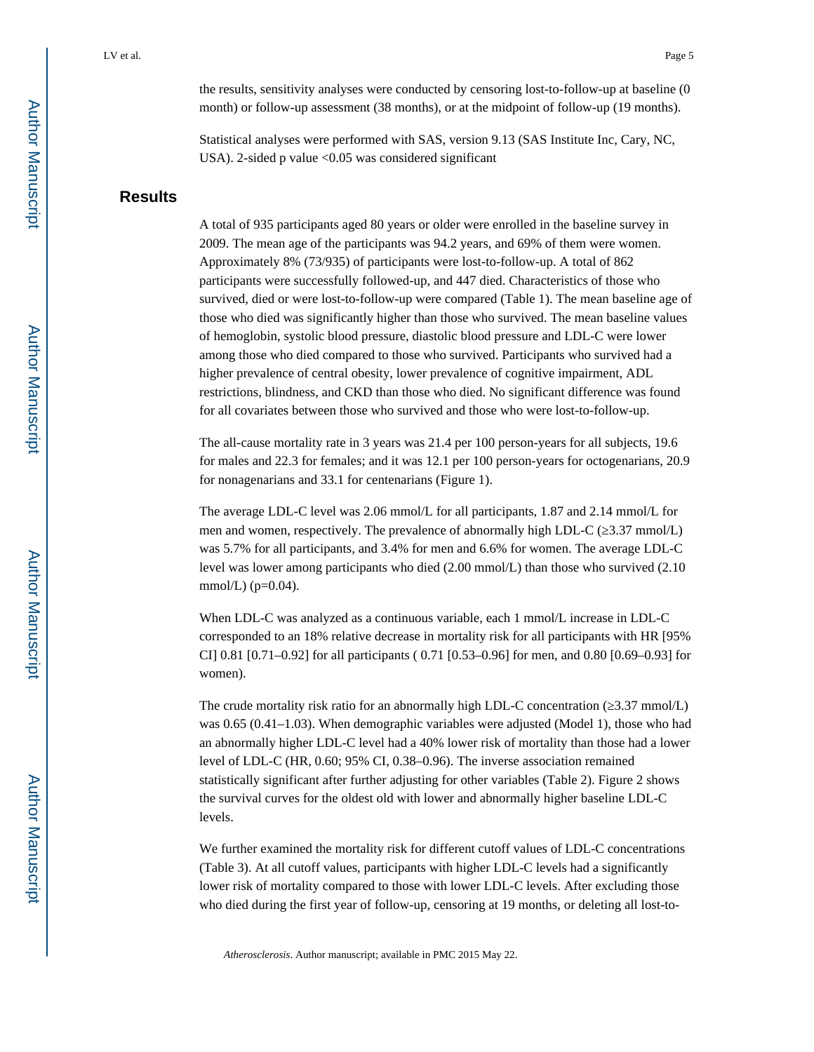the results, sensitivity analyses were conducted by censoring lost-to-follow-up at baseline (0 month) or follow-up assessment (38 months), or at the midpoint of follow-up (19 months).

Statistical analyses were performed with SAS, version 9.13 (SAS Institute Inc, Cary, NC, USA). 2-sided p value <0.05 was considered significant

## Results

A total of 935 participants aged 80 years or older were enrolled in the baseline survey in 2009. The mean age of the participants was 94.2 years, and 69% of them were women. Approximately 8% (73/935) of participants were lost-to-follow-up. A total of 862 participants were successfully followed-up, and 447 died. Characteristics of those who survived, died or were lost-to-follow-up were compared (Table 1). The mean baseline age of those who died was significantly higher than those who survived. The mean baseline values of hemoglobin, systolic blood pressure, diastolic blood pressure and LDL-C were lower among those who died compared to those who survived. Participants who survived had a higher prevalence of central obesity, lower prevalence of cognitive impairment, ADL restrictions, blindness, and CKD than those who died. No significant difference was found for all covariates between those who survived and those who were lost-to-follow-up.

The all-cause mortality rate in 3 years was 21.4 per 100 person-years for all subjects, 19.6 for males and 22.3 for females; and it was 12.1 per 100 person-years for octogenarians, 20.9 for nonagenarians and 33.1 for centenarians (Figure 1).

The average LDL-C level was 2.06 mmol/L for all participants, 1.87 and 2.14 mmol/L for men and women, respectively. The prevalence of abnormally high LDL-C (≥3.37 mmol/L) was 5.7% for all participants, and 3.4% for men and 6.6% for women. The average LDL-C level was lower among participants who died (2.00 mmol/L) than those who survived (2.10 mmol/L) (p=0.04).

When LDL-C was analyzed as a continuous variable, each 1 mmol/L increase in LDL-C corresponded to an 18% relative decrease in mortality risk for all participants with HR [95% CI] 0.81 [0.71–0.92] for all participants ( 0.71 [0.53–0.96] for men, and 0.80 [0.69–0.93] for women).

The crude mortality risk ratio for an abnormally high LDL-C concentration (≥3.37 mmol/L) was 0.65 (0.41–1.03). When demographic variables were adjusted (Model 1), those who had an abnormally higher LDL-C level had a 40% lower risk of mortality than those had a lower level of LDL-C (HR, 0.60; 95% CI, 0.38–0.96). The inverse association remained statistically significant after further adjusting for other variables (Table 2). Figure 2 shows the survival curves for the oldest old with lower and abnormally higher baseline LDL-C levels.

We further examined the mortality risk for different cutoff values of LDL-C concentrations (Table 3). At all cutoff values, participants with higher LDL-C levels had a significantly lower risk of mortality compared to those with lower LDL-C levels. After excluding those who died during the first year of follow-up, censoring at 19 months, or deleting all lost-to-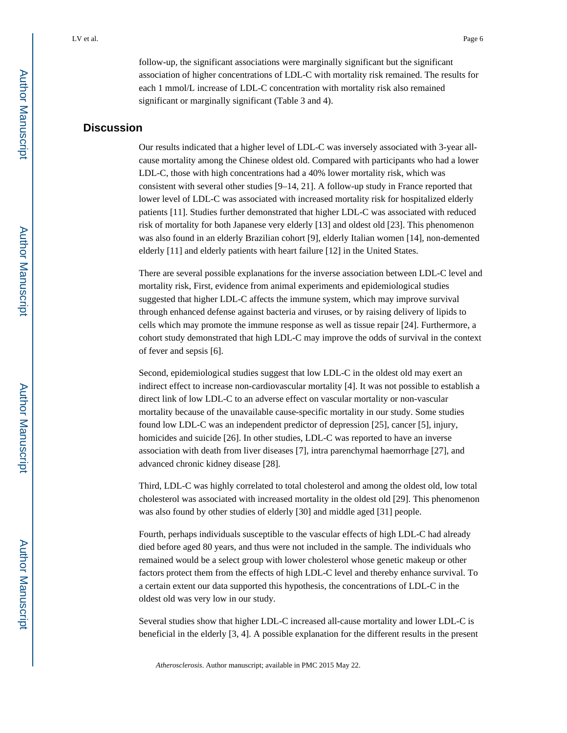follow-up, the significant associations were marginally significant but the significant association of higher concentrations of LDL-C with mortality risk remained. The results for each 1 mmol/L increase of LDL-C concentration with mortality risk also remained significant or marginally significant (Table 3 and 4).

## Discussion

Our results indicated that a higher level of LDL-C was inversely associated with 3-year all-cause mortality among the Chinese oldest old. Compared with participants who had a lower LDL-C, those with high concentrations had a 40% lower mortality risk, which was consistent with several other studies [9–14, 21]. A follow-up study in France reported that lower level of LDL-C was associated with increased mortality risk for hospitalized elderly patients [11]. Studies further demonstrated that higher LDL-C was associated with reduced risk of mortality for both Japanese very elderly [13] and oldest old [23]. This phenomenon was also found in an elderly Brazilian cohort [9], elderly Italian women [14], non-demented elderly [11] and elderly patients with heart failure [12] in the United States.

There are several possible explanations for the inverse association between LDL-C level and mortality risk, First, evidence from animal experiments and epidemiological studies suggested that higher LDL-C affects the immune system, which may improve survival through enhanced defense against bacteria and viruses, or by raising delivery of lipids to cells which may promote the immune response as well as tissue repair [24]. Furthermore, a cohort study demonstrated that high LDL-C may improve the odds of survival in the context of fever and sepsis [6].

Second, epidemiological studies suggest that low LDL-C in the oldest old may exert an indirect effect to increase non-cardiovascular mortality [4]. It was not possible to establish a direct link of low LDL-C to an adverse effect on vascular mortality or non-vascular mortality because of the unavailable cause-specific mortality in our study. Some studies found low LDL-C was an independent predictor of depression [25], cancer [5], injury, homicides and suicide [26]. In other studies, LDL-C was reported to have an inverse association with death from liver diseases [7], intra parenchymal haemorrhage [27], and advanced chronic kidney disease [28].

Third, LDL-C was highly correlated to total cholesterol and among the oldest old, low total cholesterol was associated with increased mortality in the oldest old [29]. This phenomenon was also found by other studies of elderly [30] and middle aged [31] people.

Fourth, perhaps individuals susceptible to the vascular effects of high LDL-C had already died before aged 80 years, and thus were not included in the sample. The individuals who remained would be a select group with lower cholesterol whose genetic makeup or other factors protect them from the effects of high LDL-C level and thereby enhance survival. To a certain extent our data supported this hypothesis, the concentrations of LDL-C in the oldest old was very low in our study.

Several studies show that higher LDL-C increased all-cause mortality and lower LDL-C is beneficial in the elderly [3, 4]. A possible explanation for the different results in the present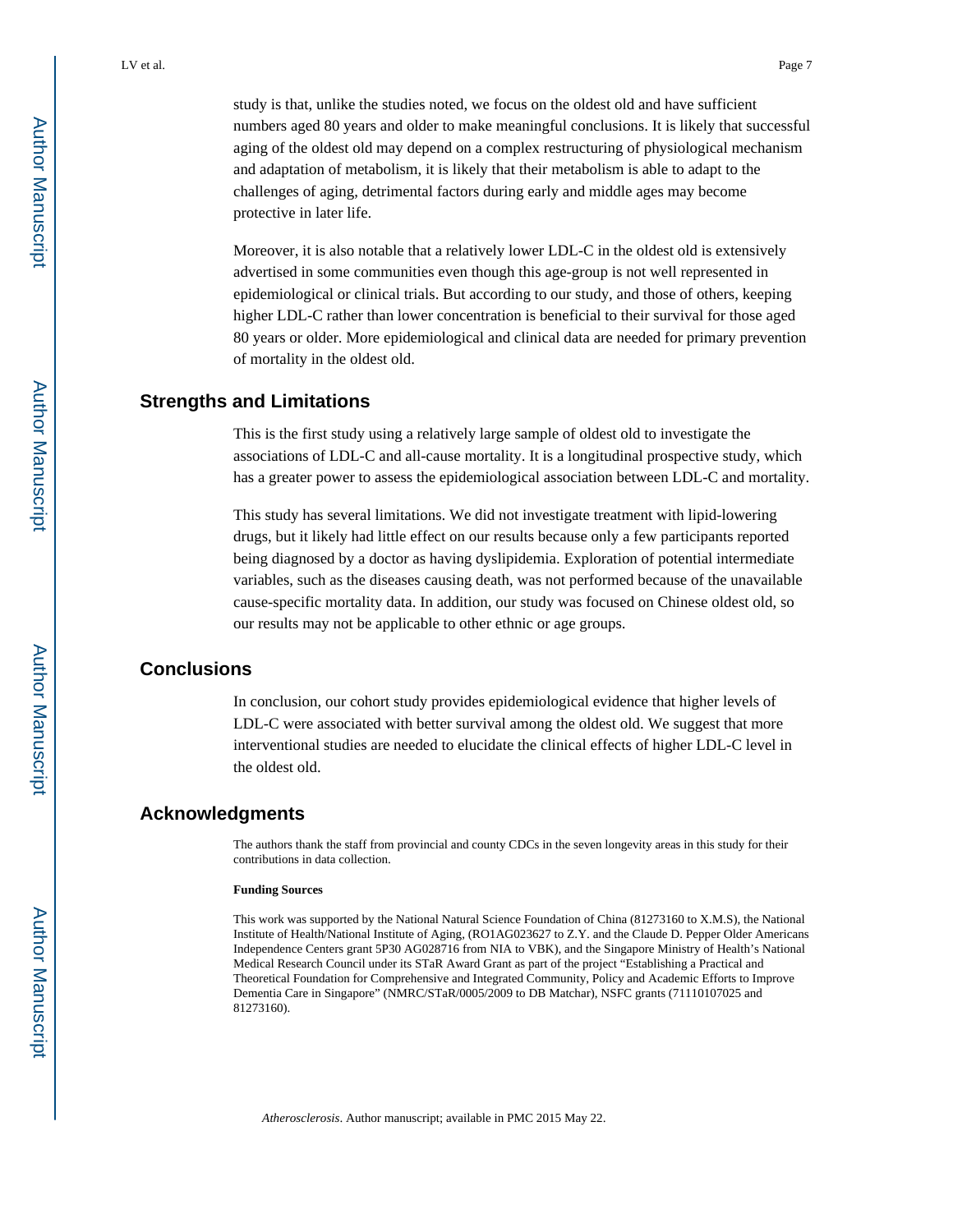study is that, unlike the studies noted, we focus on the oldest old and have sufficient numbers aged 80 years and older to make meaningful conclusions. It is likely that successful aging of the oldest old may depend on a complex restructuring of physiological mechanism and adaptation of metabolism, it is likely that their metabolism is able to adapt to the challenges of aging, detrimental factors during early and middle ages may become protective in later life.

Moreover, it is also notable that a relatively lower LDL-C in the oldest old is extensively advertised in some communities even though this age-group is not well represented in epidemiological or clinical trials. But according to our study, and those of others, keeping higher LDL-C rather than lower concentration is beneficial to their survival for those aged 80 years or older. More epidemiological and clinical data are needed for primary prevention of mortality in the oldest old.

## Strengths and Limitations

This is the first study using a relatively large sample of oldest old to investigate the associations of LDL-C and all-cause mortality. It is a longitudinal prospective study, which has a greater power to assess the epidemiological association between LDL-C and mortality.

This study has several limitations. We did not investigate treatment with lipid-lowering drugs, but it likely had little effect on our results because only a few participants reported being diagnosed by a doctor as having dyslipidemia. Exploration of potential intermediate variables, such as the diseases causing death, was not performed because of the unavailable cause-specific mortality data. In addition, our study was focused on Chinese oldest old, so our results may not be applicable to other ethnic or age groups.

## Conclusions

In conclusion, our cohort study provides epidemiological evidence that higher levels of LDL-C were associated with better survival among the oldest old. We suggest that more interventional studies are needed to elucidate the clinical effects of higher LDL-C level in the oldest old.

## Acknowledgments

The authors thank the staff from provincial and county CDCs in the seven longevity areas in this study for their contributions in data collection.

**Funding Sources**

This work was supported by the National Natural Science Foundation of China (81273160 to X.M.S), the National Institute of Health/National Institute of Aging, (RO1AG023627 to Z.Y. and the Claude D. Pepper Older Americans Independence Centers grant 5P30 AG028716 from NIA to VBK), and the Singapore Ministry of Health's National Medical Research Council under its STaR Award Grant as part of the project "Establishing a Practical and Theoretical Foundation for Comprehensive and Integrated Community, Policy and Academic Efforts to Improve Dementia Care in Singapore" (NMRC/STaR/0005/2009 to DB Matchar), NSFC grants (71110107025 and 81273160).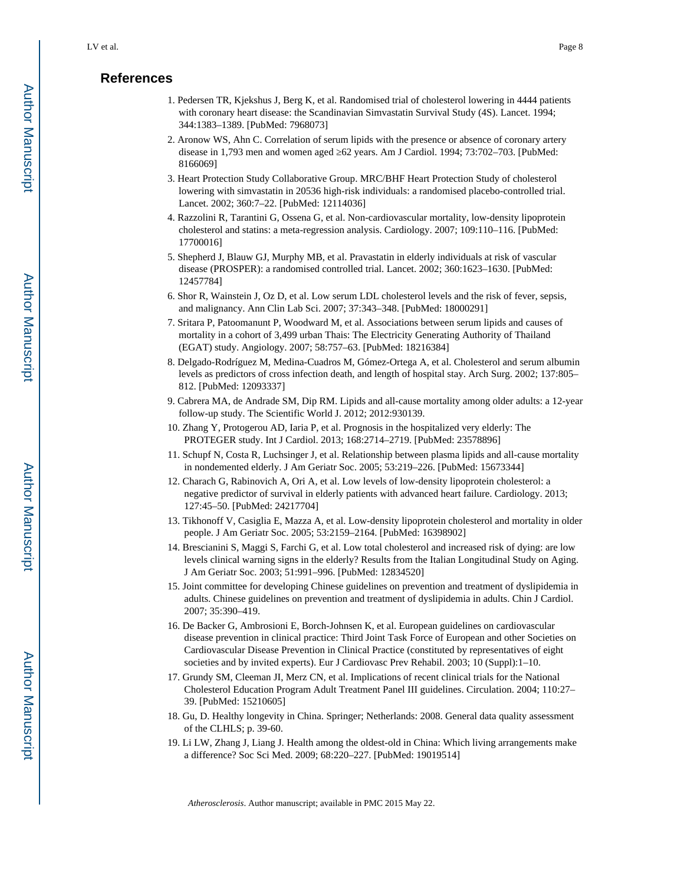## References

1. Pedersen TR, Kjekshus J, Berg K, et al. Randomised trial of cholesterol lowering in 4444 patients with coronary heart disease: the Scandinavian Simvastatin Survival Study (4S). Lancet. 1994; 344:1383–1389. [PubMed: 7968073]
2. Aronow WS, Ahn C. Correlation of serum lipids with the presence or absence of coronary artery disease in 1,793 men and women aged ≥62 years. Am J Cardiol. 1994; 73:702–703. [PubMed: 8166069]
3. Heart Protection Study Collaborative Group. MRC/BHF Heart Protection Study of cholesterol lowering with simvastatin in 20536 high-risk individuals: a randomised placebo-controlled trial. Lancet. 2002; 360:7–22. [PubMed: 12114036]
4. Razzolini R, Tarantini G, Ossena G, et al. Non-cardiovascular mortality, low-density lipoprotein cholesterol and statins: a meta-regression analysis. Cardiology. 2007; 109:110–116. [PubMed: 17700016]
5. Shepherd J, Blauw GJ, Murphy MB, et al. Pravastatin in elderly individuals at risk of vascular disease (PROSPER): a randomised controlled trial. Lancet. 2002; 360:1623–1630. [PubMed: 12457784]
6. Shor R, Wainstein J, Oz D, et al. Low serum LDL cholesterol levels and the risk of fever, sepsis, and malignancy. Ann Clin Lab Sci. 2007; 37:343–348. [PubMed: 18000291]
7. Sritara P, Patoomanunt P, Woodward M, et al. Associations between serum lipids and causes of mortality in a cohort of 3,499 urban Thais: The Electricity Generating Authority of Thailand (EGAT) study. Angiology. 2007; 58:757–63. [PubMed: 18216384]
8. Delgado-Rodríguez M, Medina-Cuadros M, Gómez-Ortega A, et al. Cholesterol and serum albumin levels as predictors of cross infection death, and length of hospital stay. Arch Surg. 2002; 137:805–812. [PubMed: 12093337]
9. Cabrera MA, de Andrade SM, Dip RM. Lipids and all-cause mortality among older adults: a 12-year follow-up study. The Scientific World J. 2012; 2012:930139.
10. Zhang Y, Protogerou AD, Iaria P, et al. Prognosis in the hospitalized very elderly: The PROTEGER study. Int J Cardiol. 2013; 168:2714–2719. [PubMed: 23578896]
11. Schupf N, Costa R, Luchsinger J, et al. Relationship between plasma lipids and all-cause mortality in nondemented elderly. J Am Geriatr Soc. 2005; 53:219–226. [PubMed: 15673344]
12. Charach G, Rabinovich A, Ori A, et al. Low levels of low-density lipoprotein cholesterol: a negative predictor of survival in elderly patients with advanced heart failure. Cardiology. 2013; 127:45–50. [PubMed: 24217704]
13. Tikhonoff V, Casiglia E, Mazza A, et al. Low-density lipoprotein cholesterol and mortality in older people. J Am Geriatr Soc. 2005; 53:2159–2164. [PubMed: 16398902]
14. Brescianini S, Maggi S, Farchi G, et al. Low total cholesterol and increased risk of dying: are low levels clinical warning signs in the elderly? Results from the Italian Longitudinal Study on Aging. J Am Geriatr Soc. 2003; 51:991–996. [PubMed: 12834520]
15. Joint committee for developing Chinese guidelines on prevention and treatment of dyslipidemia in adults. Chinese guidelines on prevention and treatment of dyslipidemia in adults. Chin J Cardiol. 2007; 35:390–419.
16. De Backer G, Ambrosioni E, Borch-Johnsen K, et al. European guidelines on cardiovascular disease prevention in clinical practice: Third Joint Task Force of European and other Societies on Cardiovascular Disease Prevention in Clinical Practice (constituted by representatives of eight societies and by invited experts). Eur J Cardiovasc Prev Rehabil. 2003; 10 (Suppl):1–10.
17. Grundy SM, Cleeman JI, Merz CN, et al. Implications of recent clinical trials for the National Cholesterol Education Program Adult Treatment Panel III guidelines. Circulation. 2004; 110:27–39. [PubMed: 15210605]
18. Gu, D. Healthy longevity in China. Springer; Netherlands: 2008. General data quality assessment of the CLHLS; p. 39-60.
19. Li LW, Zhang J, Liang J. Health among the oldest-old in China: Which living arrangements make a difference? Soc Sci Med. 2009; 68:220–227. [PubMed: 19019514]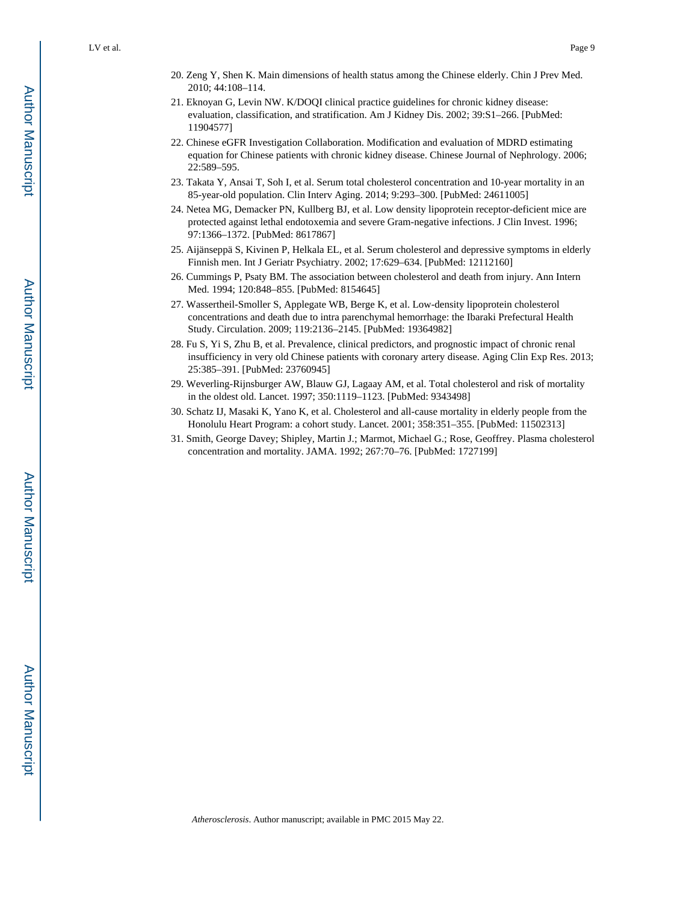20. Zeng Y, Shen K. Main dimensions of health status among the Chinese elderly. Chin J Prev Med. 2010; 44:108–114.
21. Eknoyan G, Levin NW. K/DOQI clinical practice guidelines for chronic kidney disease: evaluation, classification, and stratification. Am J Kidney Dis. 2002; 39:S1–266. [PubMed: 11904577]
22. Chinese eGFR Investigation Collaboration. Modification and evaluation of MDRD estimating equation for Chinese patients with chronic kidney disease. Chinese Journal of Nephrology. 2006; 22:589–595.
23. Takata Y, Ansai T, Soh I, et al. Serum total cholesterol concentration and 10-year mortality in an 85-year-old population. Clin Interv Aging. 2014; 9:293–300. [PubMed: 24611005]
24. Netea MG, Demacker PN, Kullberg BJ, et al. Low density lipoprotein receptor-deficient mice are protected against lethal endotoxemia and severe Gram-negative infections. J Clin Invest. 1996; 97:1366–1372. [PubMed: 8617867]
25. Aijänseppä S, Kivinen P, Helkala EL, et al. Serum cholesterol and depressive symptoms in elderly Finnish men. Int J Geriatr Psychiatry. 2002; 17:629–634. [PubMed: 12112160]
26. Cummings P, Psaty BM. The association between cholesterol and death from injury. Ann Intern Med. 1994; 120:848–855. [PubMed: 8154645]
27. Wassertheil-Smoller S, Applegate WB, Berge K, et al. Low-density lipoprotein cholesterol concentrations and death due to intra parenchymal hemorrhage: the Ibaraki Prefectural Health Study. Circulation. 2009; 119:2136–2145. [PubMed: 19364982]
28. Fu S, Yi S, Zhu B, et al. Prevalence, clinical predictors, and prognostic impact of chronic renal insufficiency in very old Chinese patients with coronary artery disease. Aging Clin Exp Res. 2013; 25:385–391. [PubMed: 23760945]
29. Weverling-Rijnsburger AW, Blauw GJ, Lagaay AM, et al. Total cholesterol and risk of mortality in the oldest old. Lancet. 1997; 350:1119–1123. [PubMed: 9343498]
30. Schatz IJ, Masaki K, Yano K, et al. Cholesterol and all-cause mortality in elderly people from the Honolulu Heart Program: a cohort study. Lancet. 2001; 358:351–355. [PubMed: 11502313]
31. Smith, George Davey; Shipley, Martin J.; Marmot, Michael G.; Rose, Geoffrey. Plasma cholesterol concentration and mortality. JAMA. 1992; 267:70–76. [PubMed: 1727199]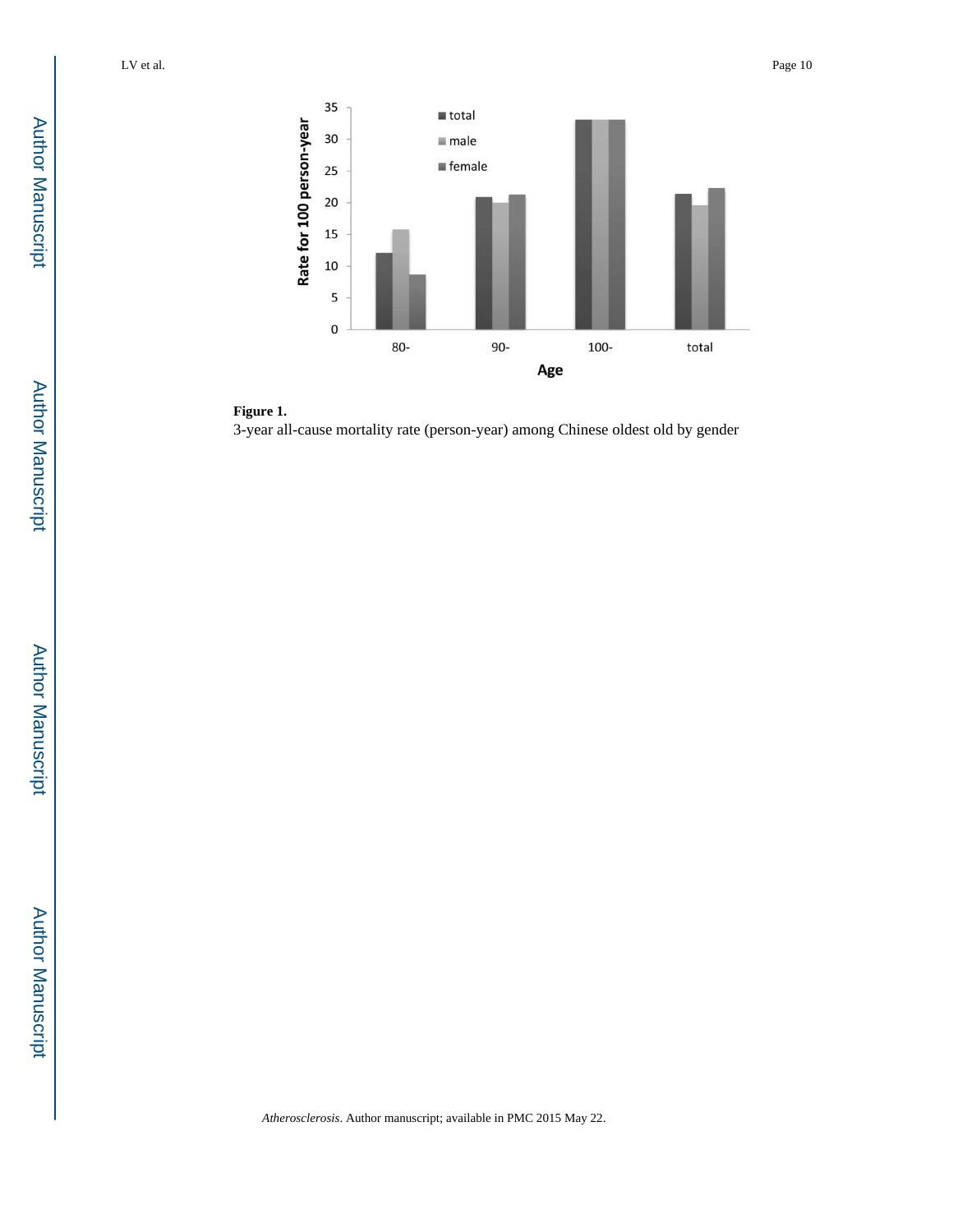**Figure 1.**

3-year all-cause mortality rate (person-year) among Chinese oldest old by gender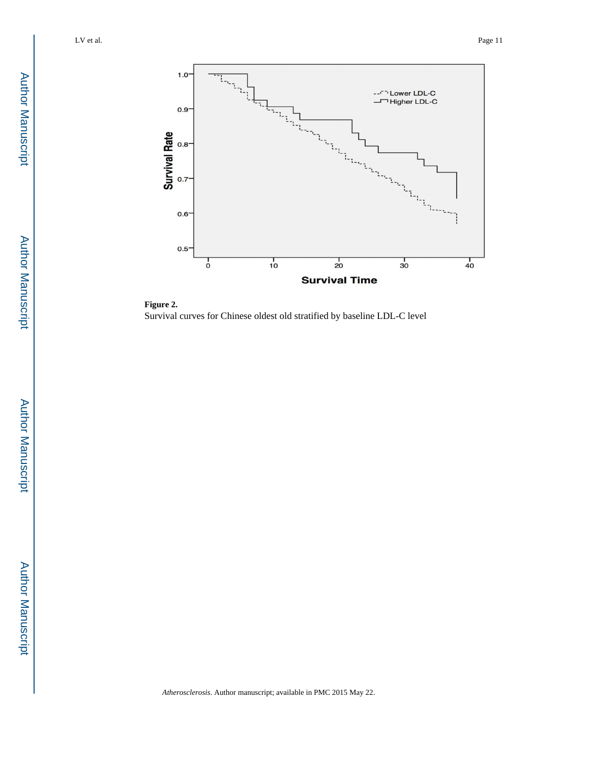**Figure 2.**

Survival curves for Chinese oldest old stratified by baseline LDL-C level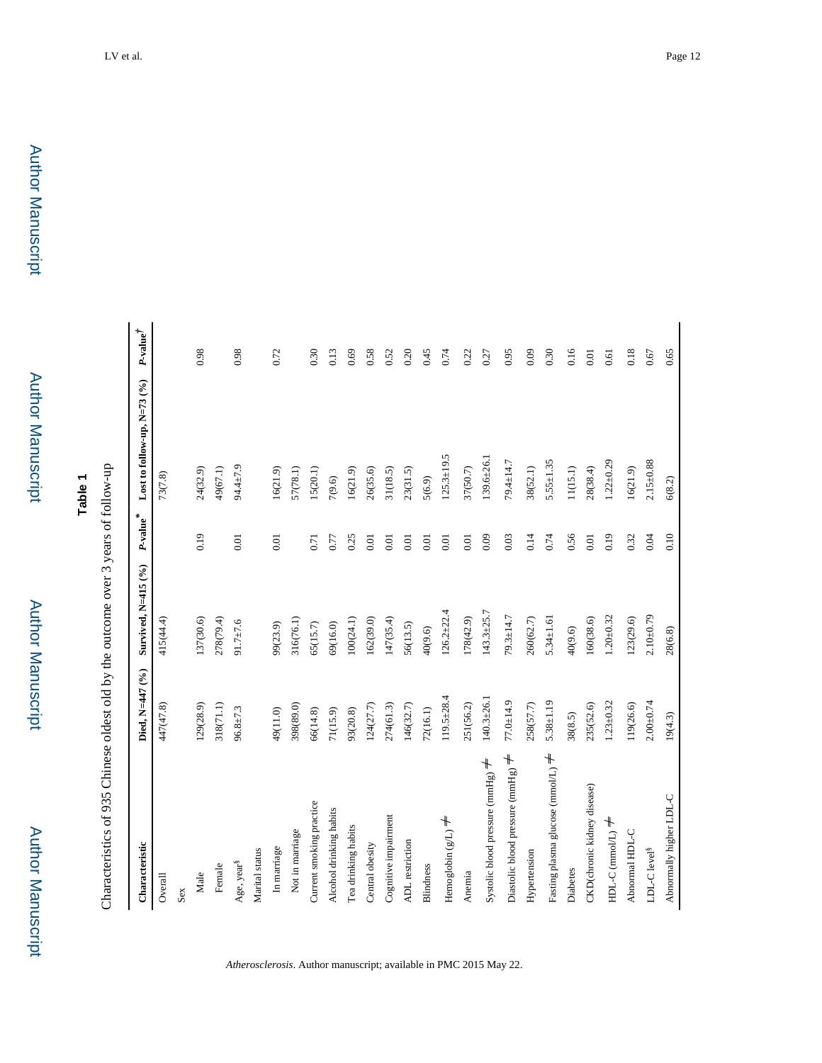# Table 1

Characteristics of 935 Chinese oldest old by the outcome over 3 years of follow-up

| Characteristic | Died, N=447 (%) | Survived, N=415 (%) | *P*-value* | Lost to follow-up, N=73 (%) | *P*-value† |
|---|---|---|---|---|---|
| Overall | 447(47.8) | 415(44.4) | | 73(7.8) | |
| Sex | | | | | |
| Male | 129(28.9) | 137(30.6) | 0.19 | 24(32.9) | 0.98 |
| Female | 318(71.1) | 278(79.4) | | 49(67.1) | |
| Age, year§ | 96.8±7.3 | 91.7±7.6 | 0.01 | 94.4±7.9 | 0.98 |
| Marital status | | | | | |
| In marriage | 49(11.0) | 99(23.9) | 0.01 | 16(21.9) | 0.72 |
| Not in marriage | 398(89.0) | 316(76.1) | | 57(78.1) | |
| Current smoking practice | 66(14.8) | 65(15.7) | 0.71 | 15(20.1) | 0.30 |
| Alcohol drinking habits | 71(15.9) | 69(16.0) | 0.77 | 7(9.6) | 0.13 |
| Tea drinking habits | 93(20.8) | 100(24.1) | 0.25 | 16(21.9) | 0.69 |
| Central obesity | 124(27.7) | 162(39.0) | 0.01 | 26(35.6) | 0.58 |
| Cognitive impairment | 274(61.3) | 147(35.4) | 0.01 | 31(18.5) | 0.52 |
| ADL restriction | 146(32.7) | 56(13.5) | 0.01 | 23(31.5) | 0.20 |
| Blindness | 72(16.1) | 40(9.6) | 0.01 | 5(6.9) | 0.45 |
| Hemoglobin (g/L) ǂ | 119.5±28.4 | 126.2±22.4 | 0.01 | 125.3±19.5 | 0.74 |
| Anemia | 251(56.2) | 178(42.9) | 0.01 | 37(50.7) | 0.22 |
| Systolic blood pressure (mmHg) ǂ | 140.3±26.1 | 143.3±25.7 | 0.09 | 139.6±26.1 | 0.27 |
| Diastolic blood pressure (mmHg) ǂ | 77.0±14.9 | 79.3±14.7 | 0.03 | 79.4±14.7 | 0.95 |
| Hypertension | 258(57.7) | 260(62.7) | 0.14 | 38(52.1) | 0.09 |
| Fasting plasma glucose (mmol/L) ǂ | 5.38±1.19 | 5.34±1.61 | 0.74 | 5.55±1.35 | 0.30 |
| Diabetes | 38(8.5) | 40(9.6) | 0.56 | 11(15.1) | 0.16 |
| CKD(chronic kidney disease) | 235(52.6) | 160(38.6) | 0.01 | 28(38.4) | 0.01 |
| HDL-C (mmol/L) ǂ | 1.23±0.32 | 1.20±0.32 | 0.19 | 1.22±0.29 | 0.61 |
| Abnormal HDL-C | 119(26.6) | 123(29.6) | 0.32 | 16(21.9) | 0.18 |
| LDL-C level§ | 2.00±0.74 | 2.10±0.79 | 0.04 | 2.15±0.88 | 0.67 |
| Abnormally higher LDL-C | 19(4.3) | 28(6.8) | 0.10 | 6(8.2) | 0.65 |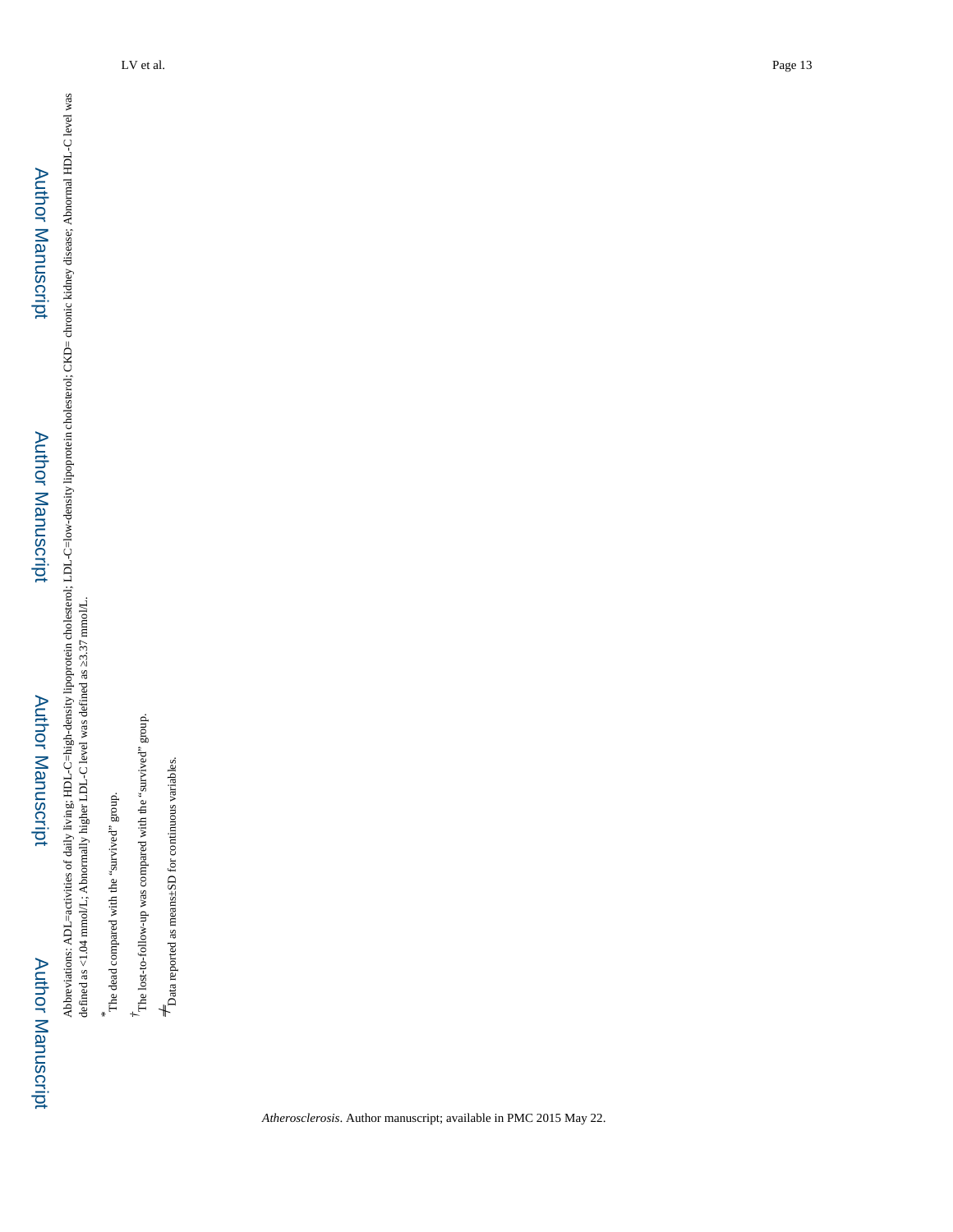Abbreviations: ADL=activities of daily living; HDL-C=high-density lipoprotein cholesterol; LDL-C=low-density lipoprotein cholesterol; CKD= chronic kidney disease; Abnormal HDL-C level was defined as <1.04 mmol/L; Abnormally higher LDL-C level was defined as ≥3.37 mmol/L.

*The dead compared with the "survived" group.

†The lost-to-follow-up was compared with the "survived" group.

≠Data reported as means±SD for continuous variables.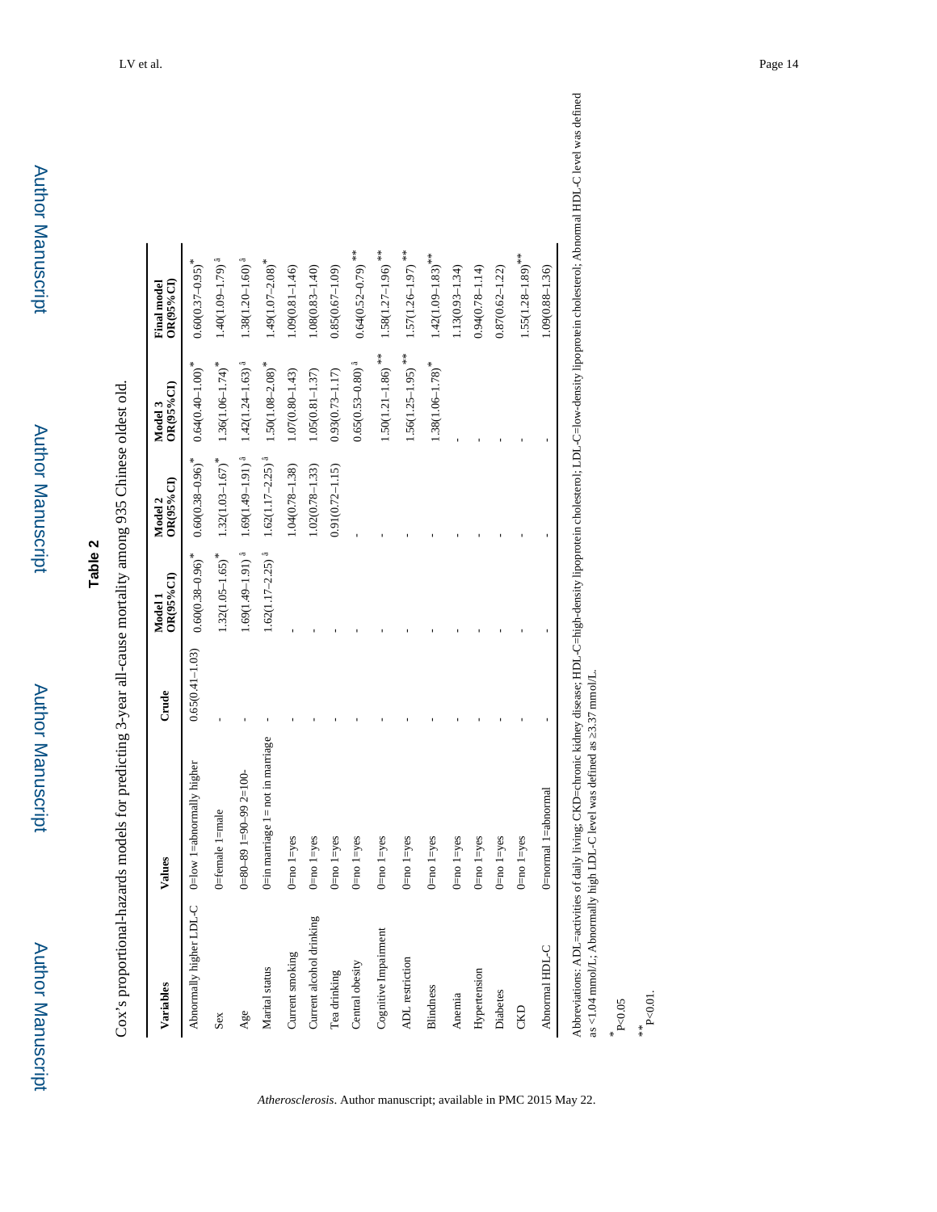**Table 2**

Cox's proportional-hazards models for predicting 3-year all-cause mortality among 935 Chinese oldest old.

| Variables | Values | Crude | Model 1 OR(95%CI) | Model 2 OR(95%CI) | Model 3 OR(95%CI) | Final model OR(95%CI) |
|---|---|---|---|---|---|---|
| Abnormally higher LDL-C | 0=low 1=abnormally higher | 0.65(0.41–1.03) | 0.60(0.38–0.96)* | 0.60(0.38–0.96)* | 0.64(0.40–1.00)* | 0.60(0.37–0.95)* |
| Sex | 0=female 1=male | - | 1.32(1.05–1.65)* | 1.32(1.03–1.67)* | 1.36(1.06–1.74)* | 1.40(1.09–1.79)a |
| Age | 0=80–89 1=90–99 2=100- | - | 1.69(1.49–1.91)a | 1.69(1.49–1.91)a | 1.42(1.24–1.63)a | 1.38(1.20–1.60)a |
| Marital status | 0=in marriage 1= not in marriage | - | 1.62(1.17–2.25)a | 1.62(1.17–2.25)a | 1.50(1.08–2.08)* | 1.49(1.07–2.08)* |
| Current smoking | 0=no 1=yes | - | - | 1.04(0.78–1.38) | 1.07(0.80–1.43) | 1.09(0.81–1.46) |
| Current alcohol drinking | 0=no 1=yes | - | - | 1.02(0.78–1.33) | 1.05(0.81–1.37) | 1.08(0.83–1.40) |
| Tea drinking | 0=no 1=yes | - | - | 0.91(0.72–1.15) | 0.93(0.73–1.17) | 0.85(0.67–1.09) |
| Central obesity | 0=no 1=yes | - | - | - | 0.65(0.53–0.80)a | 0.64(0.52–0.79)** |
| Cognitive Impairment | 0=no 1=yes | - | - | - | 1.50(1.21–1.86)** | 1.58(1.27–1.96)** |
| ADL restriction | 0=no 1=yes | - | - | - | 1.56(1.25–1.95)** | 1.57(1.26–1.97)** |
| Blindness | 0=no 1=yes | - | - | - | 1.38(1.06–1.78)* | 1.42(1.09–1.83)** |
| Anemia | 0=no 1=yes | - | - | - | - | 1.13(0.93–1.34) |
| Hypertension | 0=no 1=yes | - | - | - | - | 0.94(0.78–1.14) |
| Diabetes | 0=no 1=yes | - | - | - | - | 0.87(0.62–1.22) |
| CKD | 0=no 1=yes | - | - | - | - | 1.55(1.28–1.89)** |
| Abnormal HDL-C | 0=normal 1=abnormal | - | - | - | - | 1.09(0.88–1.36) |

Abbreviations: ADL=activities of daily living; CKD=chronic kidney disease; HDL-C=high-density lipoprotein cholesterol; LDL-C=low-density lipoprotein cholesterol; Abnormal HDL-C level was defined as <1.04 mmol/L; Abnormally high LDL-C level was defined as ≥3.37 mmol/L.

\* P<0.05

\*\* P<0.01.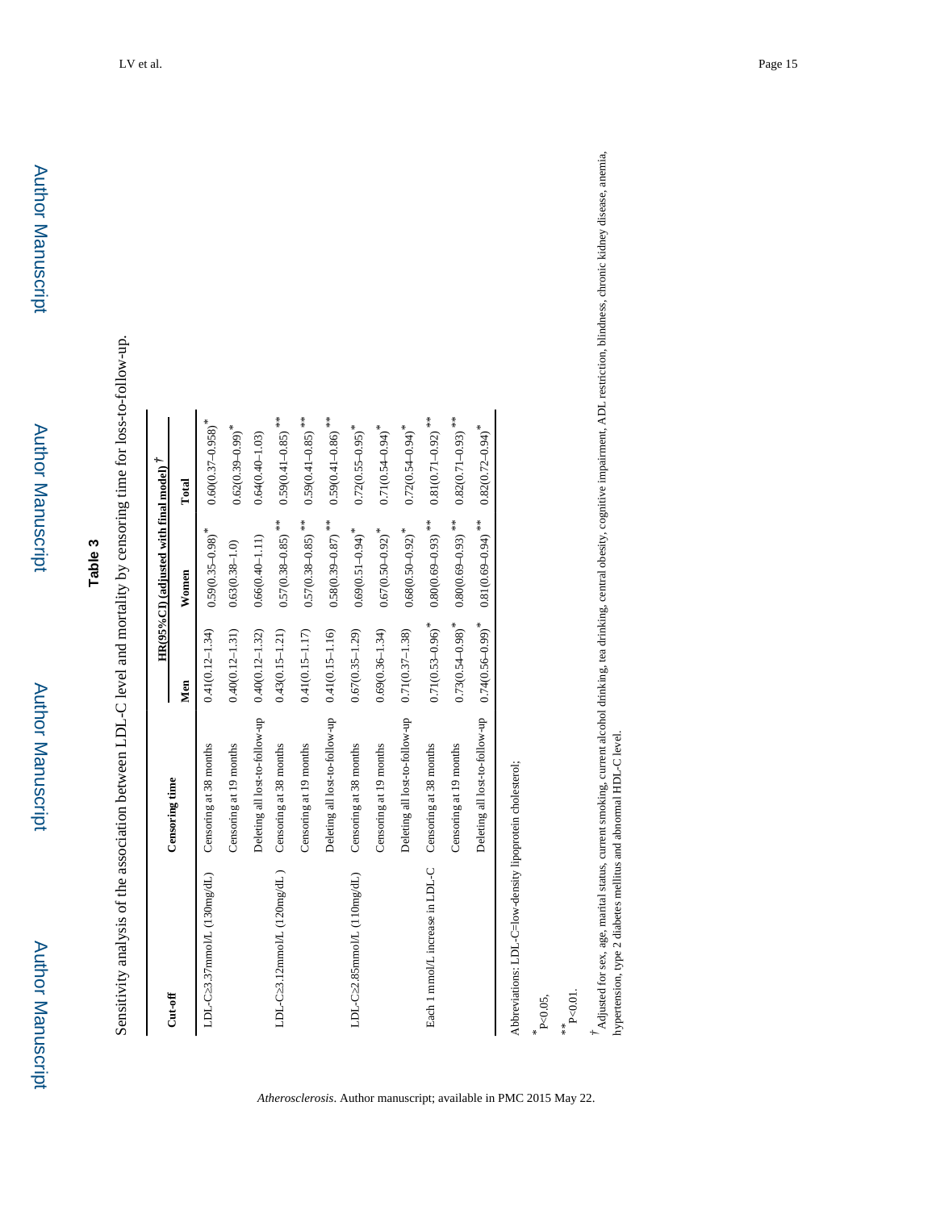# Table 3

Sensitivity analysis of the association between LDL-C level and mortality by censoring time for loss-to-follow-up.

| Cut-off | Censoring time | HR(95%CI) (adjusted with final model)[†] | | |
|---|---|---|---|---|
| | | Men | Women | Total |
| LDL-C≥3.37mmol/L (130mg/dL) | Censoring at 38 months | 0.41(0.12–1.34) | 0.59(0.35–0.98)* | 0.60(0.37–0.958)* |
| | Censoring at 19 months | 0.40(0.12–1.31) | 0.63(0.38–1.0) | 0.62(0.39–0.99)* |
| | Deleting all lost-to-follow-up | 0.40(0.12–1.32) | 0.66(0.40–1.11) | 0.64(0.40–1.03) |
| LDL-C≥3.12mmol/L (120mg/dL ) | Censoring at 38 months | 0.43(0.15–1.21) | 0.57(0.38–0.85)** | 0.59(0.41–0.85)** |
| | Censoring at 19 months | 0.41(0.15–1.17) | 0.57(0.38–0.85)** | 0.59(0.41–0.85)** |
| | Deleting all lost-to-follow-up | 0.41(0.15–1.16) | 0.58(0.39–0.87)** | 0.59(0.41–0.86)** |
| LDL-C≥2.85mmol/L (110mg/dL) | Censoring at 38 months | 0.67(0.35–1.29) | 0.69(0.51–0.94)* | 0.72(0.55–0.95)* |
| | Censoring at 19 months | 0.69(0.36–1.34) | 0.67(0.50–0.92)* | 0.71(0.54–0.94)* |
| | Deleting all lost-to-follow-up | 0.71(0.37–1.38) | 0.68(0.50–0.92)* | 0.72(0.54–0.94)* |
| Each 1 mmol/L increase in LDL-C | Censoring at 38 months | 0.71(0.53–0.96)* | 0.80(0.69–0.93)** | 0.81(0.71–0.92)** |
| | Censoring at 19 months | 0.73(0.54–0.98)* | 0.80(0.69–0.93)** | 0.82(0.71–0.93)** |
| | Deleting all lost-to-follow-up | 0.74(0.56–0.99)* | 0.81(0.69–0.94)** | 0.82(0.72–0.94)* |

Abbreviations: LDL-C=low-density lipoprotein cholesterol;

\* P<0.05,

\*\* P<0.01.

[†] Adjusted for sex, age, marital status, current smoking, current alcohol drinking, tea drinking, central obesity, cognitive impairment, ADL restriction, blindness, chronic kidney disease, anemia, hypertension, type 2 diabetes mellitus and abnormal HDL-C level.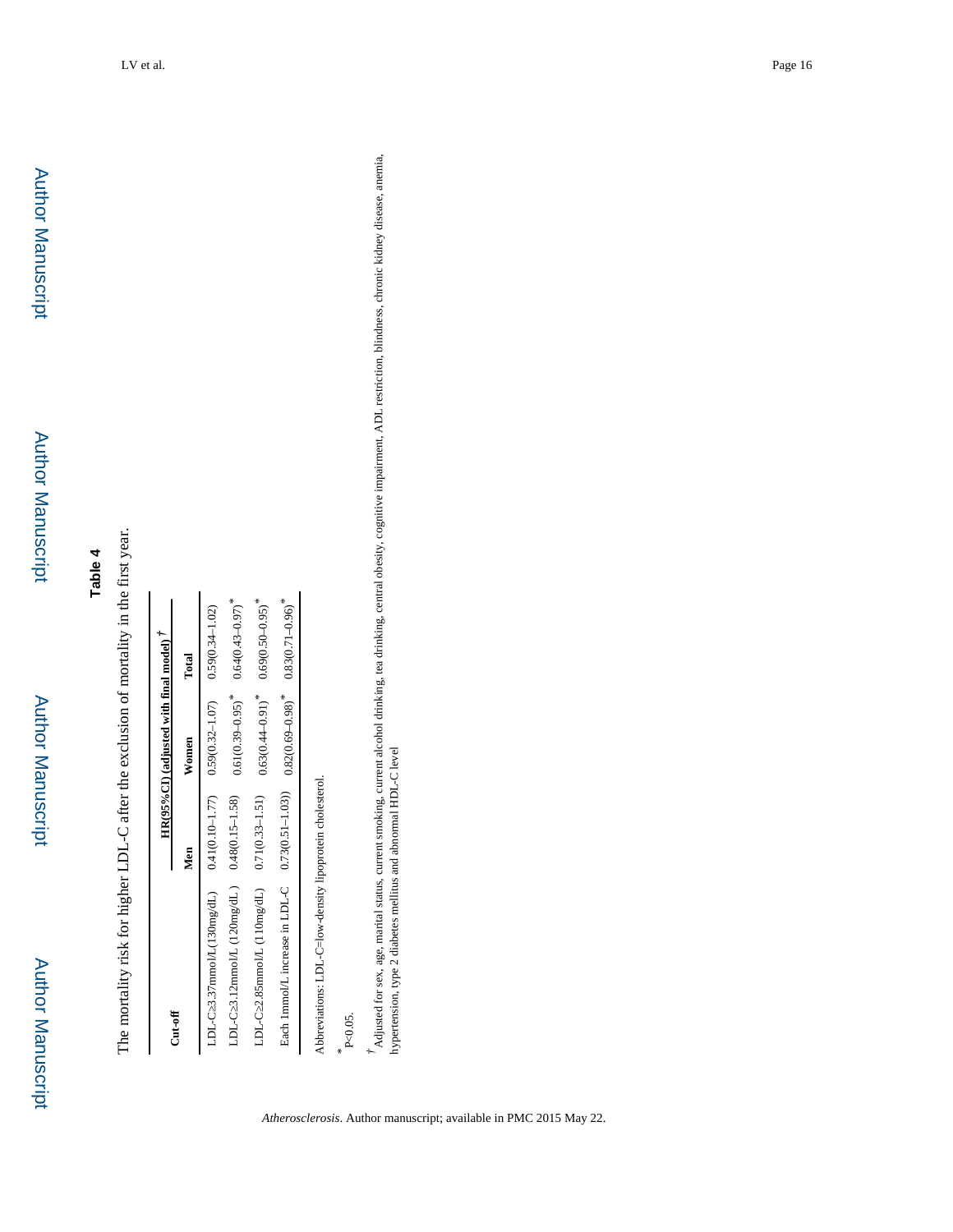## Table 4

The mortality risk for higher LDL-C after the exclusion of mortality in the first year.

| Cut-off | HR(95%CI) (adjusted with final model)[†] | | |
|---|---|---|---|
| | Men | Women | Total |
| LDL-C≥3.37mmol/L(130mg/dL) | 0.41(0.10–1.77) | 0.59(0.32–1.07) | 0.59(0.34–1.02) |
| LDL-C≥3.12mmol/L (120mg/dL ) | 0.48(0.15–1.58) | 0.61(0.39–0.95)* | 0.64(0.43–0.97)* |
| LDL-C≥2.85mmol/L (110mg/dL) | 0.71(0.33–1.51) | 0.63(0.44–0.91)* | 0.69(0.50–0.95)* |
| Each 1mmol/L increase in LDL-C | 0.73(0.51–1.03)) | 0.82(0.69–0.98)* | 0.83(0.71–0.96)* |

Abbreviations: LDL-C=low-density lipoprotein cholesterol.

*P<0.05.

†Adjusted for sex, age, marital status, current smoking, current alcohol drinking, tea drinking, central obesity, cognitive impairment, ADL restriction, blindness, chronic kidney disease, anemia, hypertension, type 2 diabetes mellitus and abnormal HDL-C level